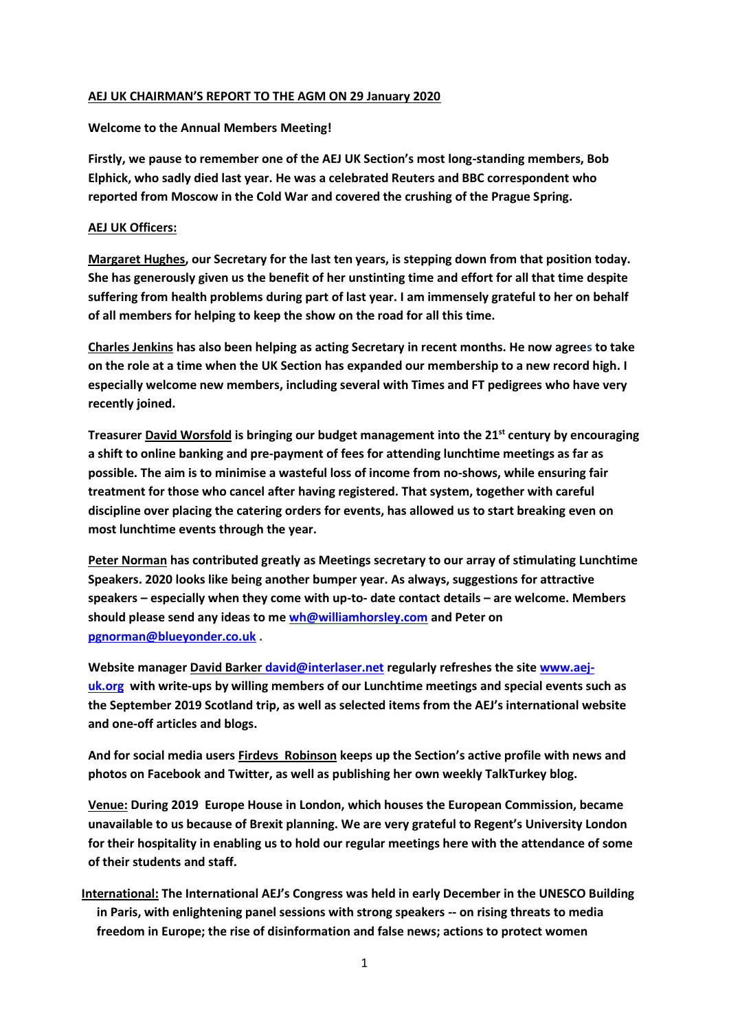**AEJ UK CHAIRMAN'S REPORT TO THE AGM ON 29 January 2020**

**Welcome to the Annual Members Meeting!**

**Firstly, we pause to remember one of the AEJ UK Section's most long-standing members, Bob Elphick, who sadly died last year. He was a celebrated Reuters and BBC correspondent who reported from Moscow in the Cold War and covered the crushing of the Prague Spring.**

**AEJ UK Officers:**

**Margaret Hughes, our Secretary for the last ten years, is stepping down from that position today. She has generously given us the benefit of her unstinting time and effort for all that time despite suffering from health problems during part of last year. I am immensely grateful to her on behalf of all members for helping to keep the show on the road for all this time.**

**Charles Jenkins has also been helping as acting Secretary in recent months. He now agrees to take on the role at a time when the UK Section has expanded our membership to a new record high. I especially welcome new members, including several with Times and FT pedigrees who have very recently joined.**

**Treasurer David Worsfold is bringing our budget management into the 21st century by encouraging a shift to online banking and pre-payment of fees for attending lunchtime meetings as far as possible. The aim is to minimise a wasteful loss of income from no-shows, while ensuring fair treatment for those who cancel after having registered. That system, together with careful discipline over placing the catering orders for events, has allowed us to start breaking even on most lunchtime events through the year.**

**Peter Norman has contributed greatly as Meetings secretary to our array of stimulating Lunchtime Speakers. 2020 looks like being another bumper year. As always, suggestions for attractive speakers – especially when they come with up-to- date contact details – are welcome. Members should please send any ideas to me wh@williamhorsley.com and Peter on pgnorman@blueyonder.co.uk .**

**Website manager David Barker david@interlaser.net regularly refreshes the site www.aej-uk.org with write-ups by willing members of our Lunchtime meetings and special events such as the September 2019 Scotland trip, as well as selected items from the AEJ's international website and one-off articles and blogs.**

**And for social media users Firdevs Robinson keeps up the Section's active profile with news and photos on Facebook and Twitter, as well as publishing her own weekly TalkTurkey blog.**

**Venue: During 2019 Europe House in London, which houses the European Commission, became unavailable to us because of Brexit planning. We are very grateful to Regent's University London for their hospitality in enabling us to hold our regular meetings here with the attendance of some of their students and staff.**

**International: The International AEJ's Congress was held in early December in the UNESCO Building in Paris, with enlightening panel sessions with strong speakers -- on rising threats to media freedom in Europe; the rise of disinformation and false news; actions to protect women**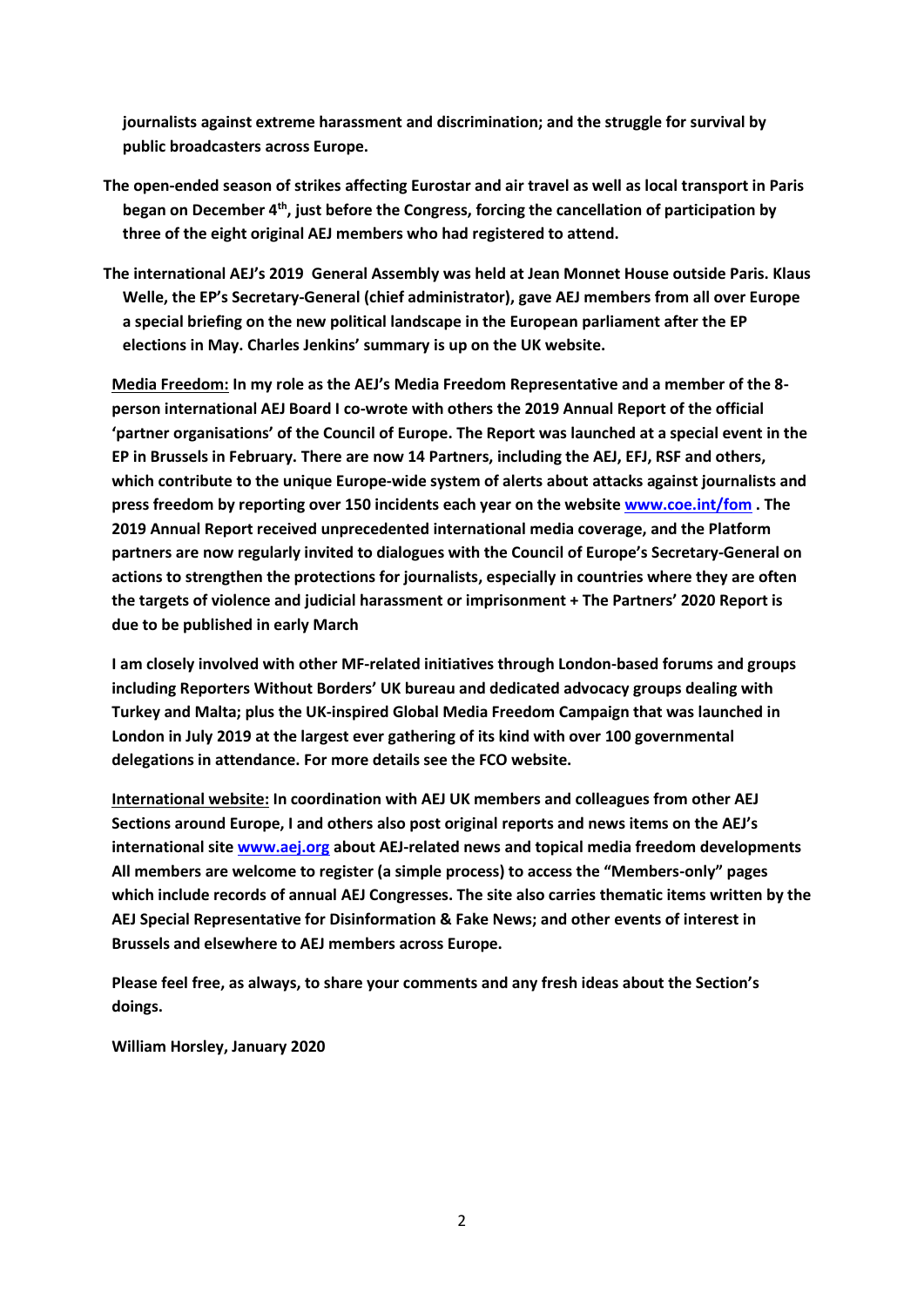**journalists against extreme harassment and discrimination; and the struggle for survival by public broadcasters across Europe.**

**The open-ended season of strikes affecting Eurostar and air travel as well as local transport in Paris began on December 4th, just before the Congress, forcing the cancellation of participation by three of the eight original AEJ members who had registered to attend.**

**The international AEJ's 2019 General Assembly was held at Jean Monnet House outside Paris. Klaus Welle, the EP's Secretary-General (chief administrator), gave AEJ members from all over Europe a special briefing on the new political landscape in the European parliament after the EP elections in May. Charles Jenkins' summary is up on the UK website.**

**<u>Media Freedom:</u> In my role as the AEJ's Media Freedom Representative and a member of the 8-person international AEJ Board I co-wrote with others the 2019 Annual Report of the official 'partner organisations' of the Council of Europe. The Report was launched at a special event in the EP in Brussels in February. There are now 14 Partners, including the AEJ, EFJ, RSF and others, which contribute to the unique Europe-wide system of alerts about attacks against journalists and press freedom by reporting over 150 incidents each year on the website [www.coe.int/fom](http://www.coe.int/fom) . The 2019 Annual Report received unprecedented international media coverage, and the Platform partners are now regularly invited to dialogues with the Council of Europe's Secretary-General on actions to strengthen the protections for journalists, especially in countries where they are often the targets of violence and judicial harassment or imprisonment + The Partners' 2020 Report is due to be published in early March**

**I am closely involved with other MF-related initiatives through London-based forums and groups including Reporters Without Borders' UK bureau and dedicated advocacy groups dealing with Turkey and Malta; plus the UK-inspired Global Media Freedom Campaign that was launched in London in July 2019 at the largest ever gathering of its kind with over 100 governmental delegations in attendance. For more details see the FCO website.**

**<u>International website:</u> In coordination with AEJ UK members and colleagues from other AEJ Sections around Europe, I and others also post original reports and news items on the AEJ's international site [www.aej.org](http://www.aej.org) about AEJ-related news and topical media freedom developments All members are welcome to register (a simple process) to access the "Members-only" pages which include records of annual AEJ Congresses. The site also carries thematic items written by the AEJ Special Representative for Disinformation & Fake News; and other events of interest in Brussels and elsewhere to AEJ members across Europe.**

**Please feel free, as always, to share your comments and any fresh ideas about the Section's doings.**

**William Horsley, January 2020**